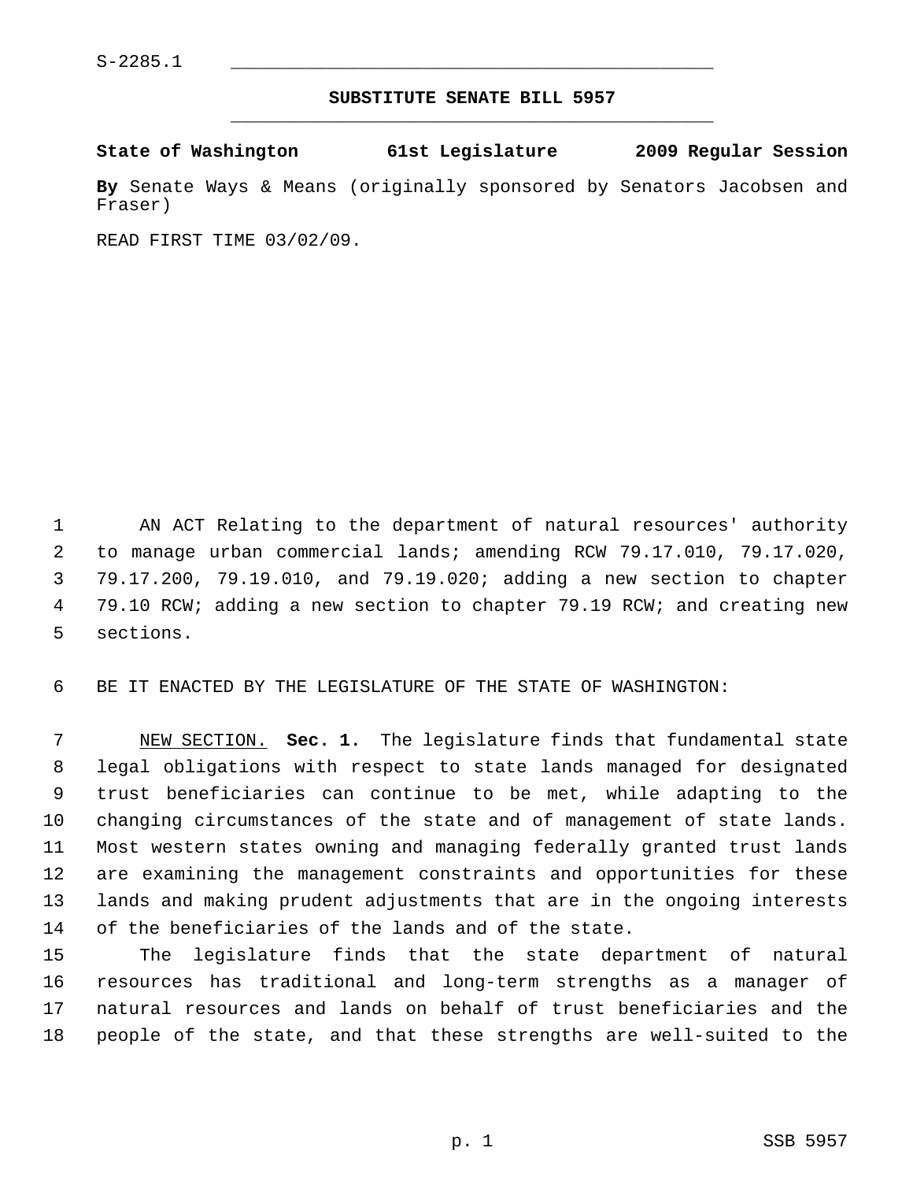S-2285.1

## SUBSTITUTE SENATE BILL 5957

**State of Washington 61st Legislature 2009 Regular Session**

**By** Senate Ways & Means (originally sponsored by Senators Jacobsen and Fraser)

READ FIRST TIME 03/02/09.

AN ACT Relating to the department of natural resources' authority to manage urban commercial lands; amending RCW 79.17.010, 79.17.020, 79.17.200, 79.19.010, and 79.19.020; adding a new section to chapter 79.10 RCW; adding a new section to chapter 79.19 RCW; and creating new sections.

BE IT ENACTED BY THE LEGISLATURE OF THE STATE OF WASHINGTON:

NEW SECTION. **Sec. 1.** The legislature finds that fundamental state legal obligations with respect to state lands managed for designated trust beneficiaries can continue to be met, while adapting to the changing circumstances of the state and of management of state lands. Most western states owning and managing federally granted trust lands are examining the management constraints and opportunities for these lands and making prudent adjustments that are in the ongoing interests of the beneficiaries of the lands and of the state.

The legislature finds that the state department of natural resources has traditional and long-term strengths as a manager of natural resources and lands on behalf of trust beneficiaries and the people of the state, and that these strengths are well-suited to the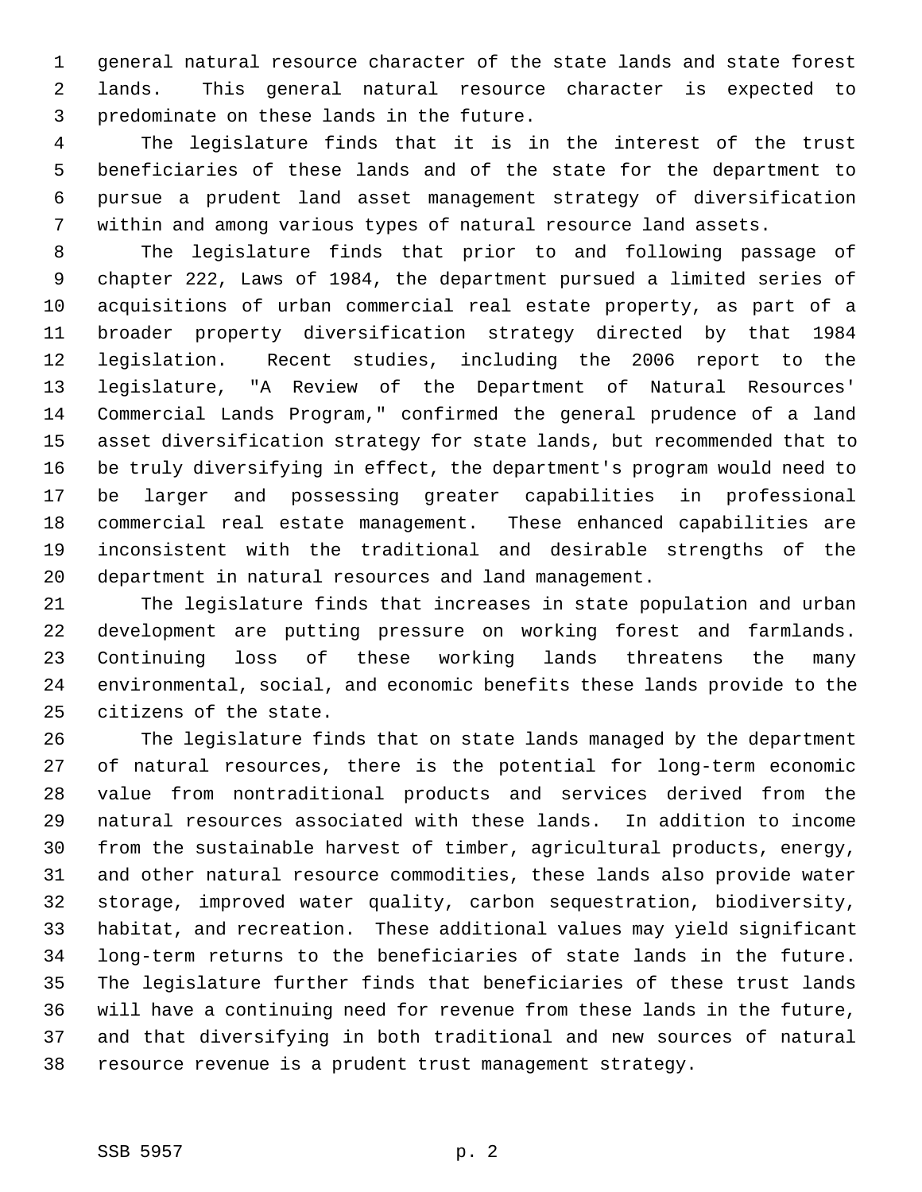general natural resource character of the state lands and state forest lands. This general natural resource character is expected to predominate on these lands in the future.

The legislature finds that it is in the interest of the trust beneficiaries of these lands and of the state for the department to pursue a prudent land asset management strategy of diversification within and among various types of natural resource land assets.

The legislature finds that prior to and following passage of chapter 222, Laws of 1984, the department pursued a limited series of acquisitions of urban commercial real estate property, as part of a broader property diversification strategy directed by that 1984 legislation. Recent studies, including the 2006 report to the legislature, "A Review of the Department of Natural Resources' Commercial Lands Program," confirmed the general prudence of a land asset diversification strategy for state lands, but recommended that to be truly diversifying in effect, the department's program would need to be larger and possessing greater capabilities in professional commercial real estate management. These enhanced capabilities are inconsistent with the traditional and desirable strengths of the department in natural resources and land management.

The legislature finds that increases in state population and urban development are putting pressure on working forest and farmlands. Continuing loss of these working lands threatens the many environmental, social, and economic benefits these lands provide to the citizens of the state.

The legislature finds that on state lands managed by the department of natural resources, there is the potential for long-term economic value from nontraditional products and services derived from the natural resources associated with these lands. In addition to income from the sustainable harvest of timber, agricultural products, energy, and other natural resource commodities, these lands also provide water storage, improved water quality, carbon sequestration, biodiversity, habitat, and recreation. These additional values may yield significant long-term returns to the beneficiaries of state lands in the future. The legislature further finds that beneficiaries of these trust lands will have a continuing need for revenue from these lands in the future, and that diversifying in both traditional and new sources of natural resource revenue is a prudent trust management strategy.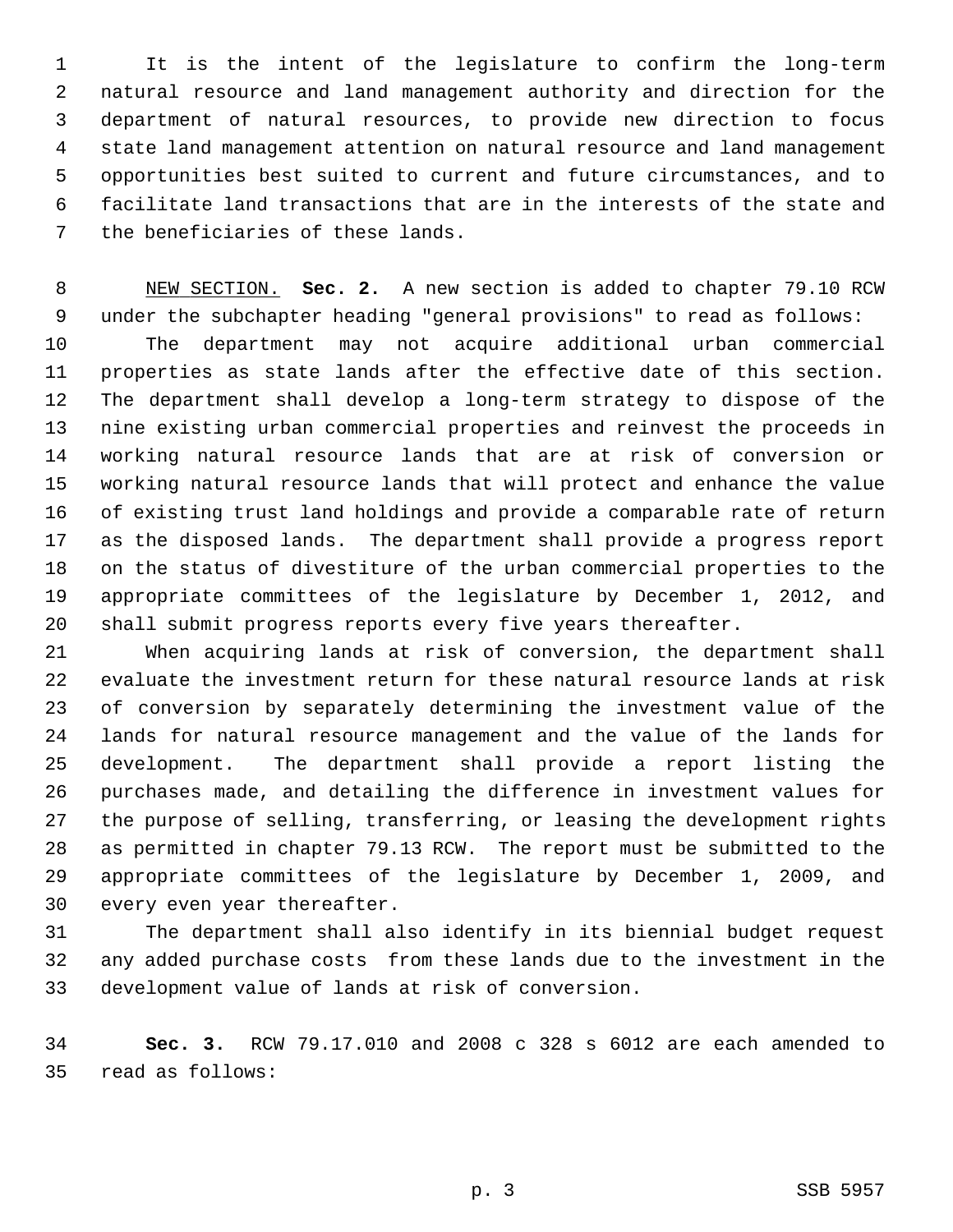It is the intent of the legislature to confirm the long-term natural resource and land management authority and direction for the department of natural resources, to provide new direction to focus state land management attention on natural resource and land management opportunities best suited to current and future circumstances, and to facilitate land transactions that are in the interests of the state and the beneficiaries of these lands.

NEW SECTION. **Sec. 2.** A new section is added to chapter 79.10 RCW under the subchapter heading "general provisions" to read as follows:

The department may not acquire additional urban commercial properties as state lands after the effective date of this section. The department shall develop a long-term strategy to dispose of the nine existing urban commercial properties and reinvest the proceeds in working natural resource lands that are at risk of conversion or working natural resource lands that will protect and enhance the value of existing trust land holdings and provide a comparable rate of return as the disposed lands. The department shall provide a progress report on the status of divestiture of the urban commercial properties to the appropriate committees of the legislature by December 1, 2012, and shall submit progress reports every five years thereafter.

When acquiring lands at risk of conversion, the department shall evaluate the investment return for these natural resource lands at risk of conversion by separately determining the investment value of the lands for natural resource management and the value of the lands for development. The department shall provide a report listing the purchases made, and detailing the difference in investment values for the purpose of selling, transferring, or leasing the development rights as permitted in chapter 79.13 RCW. The report must be submitted to the appropriate committees of the legislature by December 1, 2009, and every even year thereafter.

The department shall also identify in its biennial budget request any added purchase costs from these lands due to the investment in the development value of lands at risk of conversion.

**Sec. 3.** RCW 79.17.010 and 2008 c 328 s 6012 are each amended to read as follows: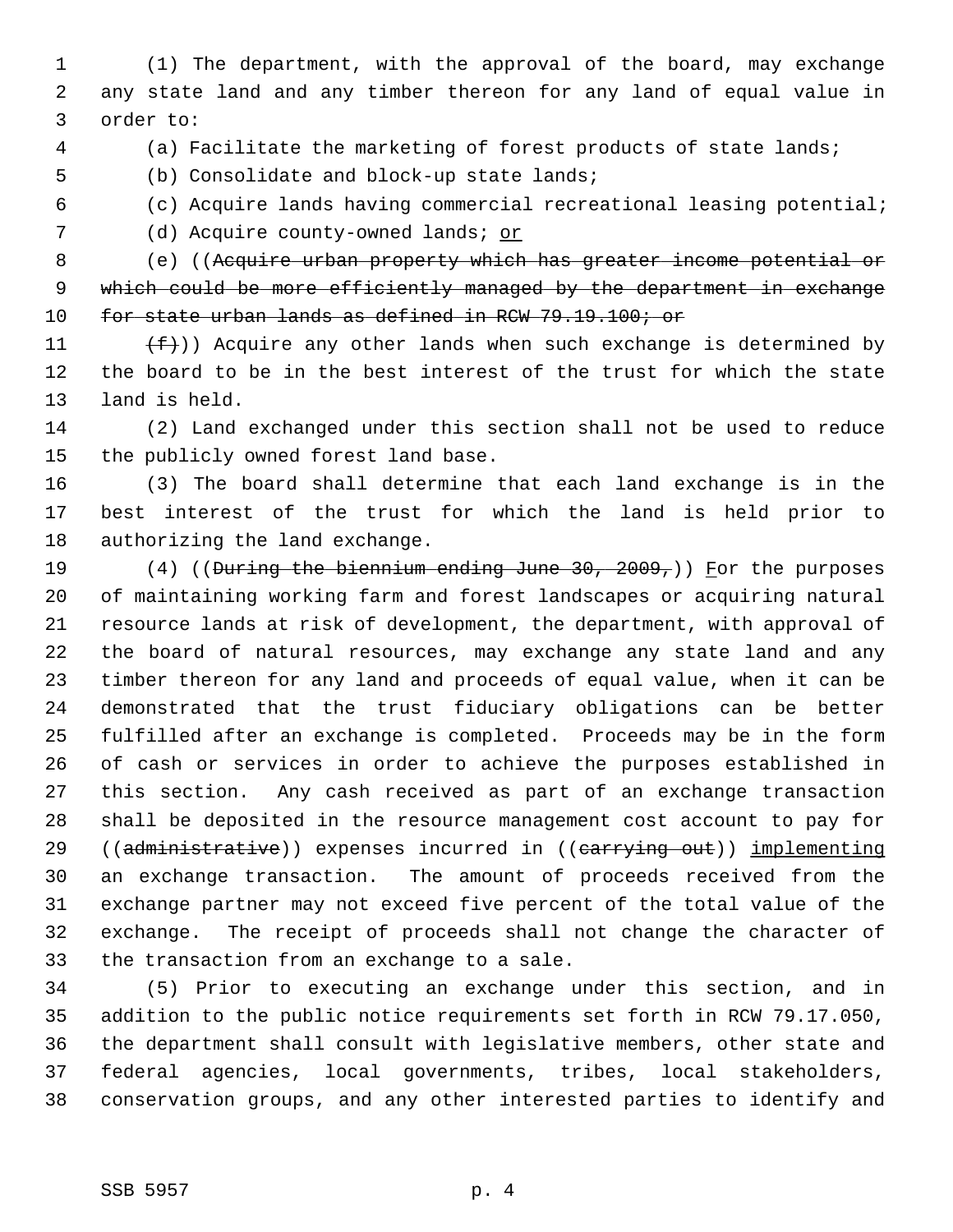(1) The department, with the approval of the board, may exchange any state land and any timber thereon for any land of equal value in order to:

(a) Facilitate the marketing of forest products of state lands;

(b) Consolidate and block-up state lands;

(c) Acquire lands having commercial recreational leasing potential;

(d) Acquire county-owned lands; <u>or</u>

(e) ((~~Acquire urban property which has greater income potential or which could be more efficiently managed by the department in exchange for state urban lands as defined in RCW 79.19.100; or~~

~~(f)~~)) Acquire any other lands when such exchange is determined by the board to be in the best interest of the trust for which the state land is held.

(2) Land exchanged under this section shall not be used to reduce the publicly owned forest land base.

(3) The board shall determine that each land exchange is in the best interest of the trust for which the land is held prior to authorizing the land exchange.

(4) ((~~During the biennium ending June 30, 2009,~~)) <u>F</u>or the purposes of maintaining working farm and forest landscapes or acquiring natural resource lands at risk of development, the department, with approval of the board of natural resources, may exchange any state land and any timber thereon for any land and proceeds of equal value, when it can be demonstrated that the trust fiduciary obligations can be better fulfilled after an exchange is completed. Proceeds may be in the form of cash or services in order to achieve the purposes established in this section. Any cash received as part of an exchange transaction shall be deposited in the resource management cost account to pay for ((~~administrative~~)) expenses incurred in ((~~carrying out~~)) <u>implementing</u> an exchange transaction. The amount of proceeds received from the exchange partner may not exceed five percent of the total value of the exchange. The receipt of proceeds shall not change the character of the transaction from an exchange to a sale.

(5) Prior to executing an exchange under this section, and in addition to the public notice requirements set forth in RCW 79.17.050, the department shall consult with legislative members, other state and federal agencies, local governments, tribes, local stakeholders, conservation groups, and any other interested parties to identify and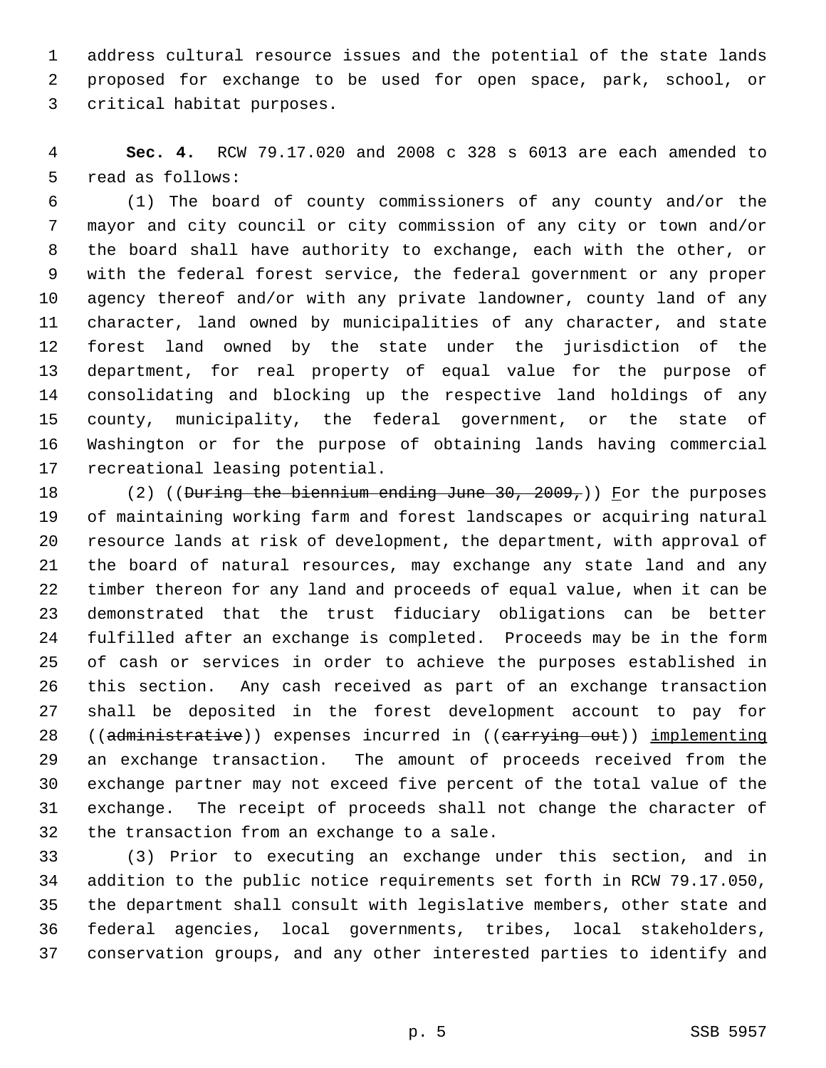address cultural resource issues and the potential of the state lands proposed for exchange to be used for open space, park, school, or critical habitat purposes.

**Sec. 4.** RCW 79.17.020 and 2008 c 328 s 6013 are each amended to read as follows:

(1) The board of county commissioners of any county and/or the mayor and city council or city commission of any city or town and/or the board shall have authority to exchange, each with the other, or with the federal forest service, the federal government or any proper agency thereof and/or with any private landowner, county land of any character, land owned by municipalities of any character, and state forest land owned by the state under the jurisdiction of the department, for real property of equal value for the purpose of consolidating and blocking up the respective land holdings of any county, municipality, the federal government, or the state of Washington or for the purpose of obtaining lands having commercial recreational leasing potential.

(2) ((~~During the biennium ending June 30, 2009,~~)) F̲or the purposes of maintaining working farm and forest landscapes or acquiring natural resource lands at risk of development, the department, with approval of the board of natural resources, may exchange any state land and any timber thereon for any land and proceeds of equal value, when it can be demonstrated that the trust fiduciary obligations can be better fulfilled after an exchange is completed. Proceeds may be in the form of cash or services in order to achieve the purposes established in this section. Any cash received as part of an exchange transaction shall be deposited in the forest development account to pay for ((~~administrative~~)) expenses incurred in ((~~carrying out~~)) <u>implementing</u> an exchange transaction. The amount of proceeds received from the exchange partner may not exceed five percent of the total value of the exchange. The receipt of proceeds shall not change the character of the transaction from an exchange to a sale.

(3) Prior to executing an exchange under this section, and in addition to the public notice requirements set forth in RCW 79.17.050, the department shall consult with legislative members, other state and federal agencies, local governments, tribes, local stakeholders, conservation groups, and any other interested parties to identify and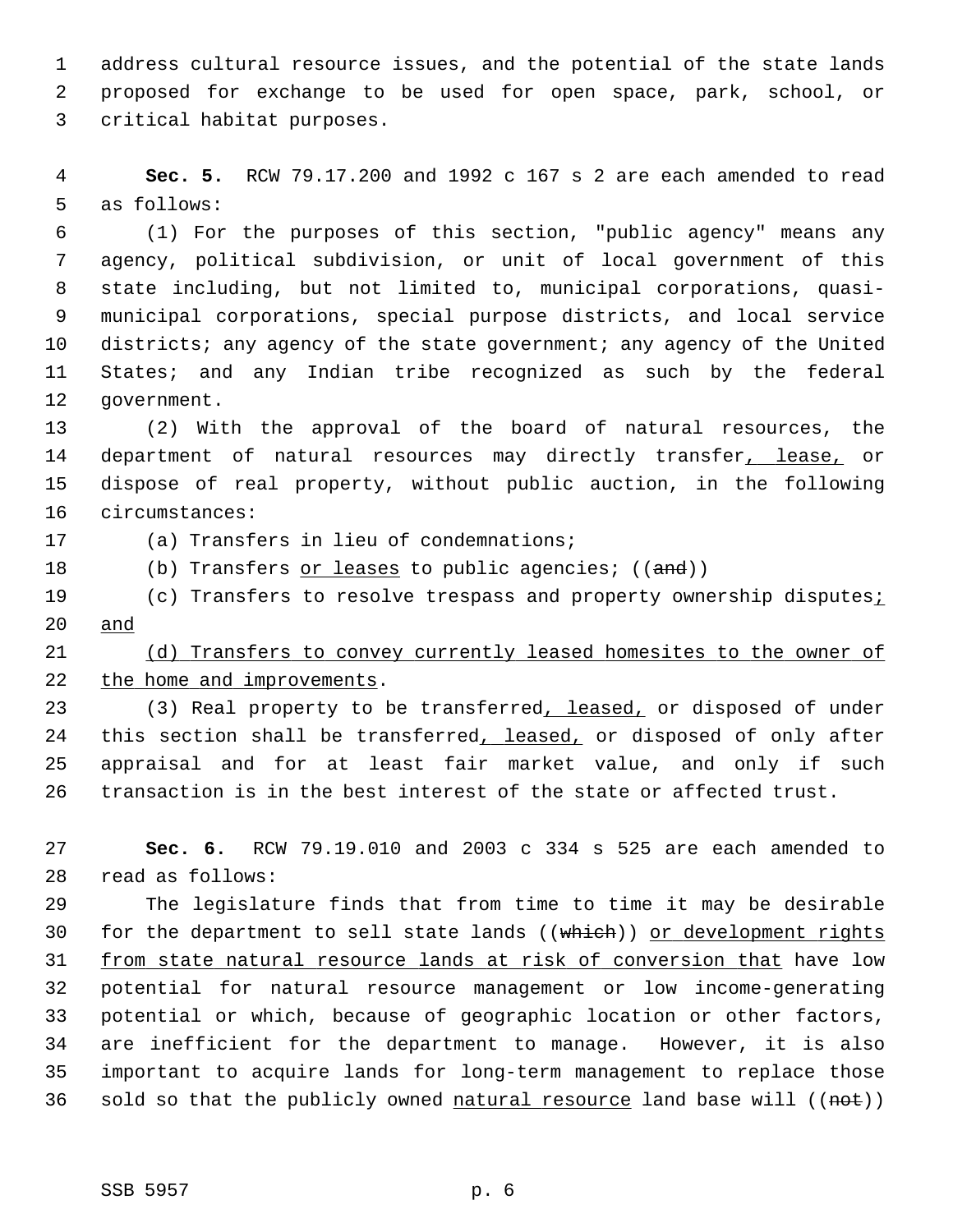address cultural resource issues, and the potential of the state lands proposed for exchange to be used for open space, park, school, or critical habitat purposes.

**Sec. 5.** RCW 79.17.200 and 1992 c 167 s 2 are each amended to read as follows:

(1) For the purposes of this section, "public agency" means any agency, political subdivision, or unit of local government of this state including, but not limited to, municipal corporations, quasi-municipal corporations, special purpose districts, and local service districts; any agency of the state government; any agency of the United States; and any Indian tribe recognized as such by the federal government.

(2) With the approval of the board of natural resources, the department of natural resources may directly transfer<u>, lease,</u> or dispose of real property, without public auction, in the following circumstances:

(a) Transfers in lieu of condemnations;

(b) Transfers <u>or leases</u> to public agencies; ((~~and~~))

(c) Transfers to resolve trespass and property ownership disputes<u>; and</u>

<u>(d) Transfers to convey currently leased homesites to the owner of the home and improvements</u>.

(3) Real property to be transferred<u>, leased,</u> or disposed of under this section shall be transferred<u>, leased,</u> or disposed of only after appraisal and for at least fair market value, and only if such transaction is in the best interest of the state or affected trust.

**Sec. 6.** RCW 79.19.010 and 2003 c 334 s 525 are each amended to read as follows:

The legislature finds that from time to time it may be desirable for the department to sell state lands ((~~which~~)) <u>or development rights from state natural resource lands at risk of conversion that</u> have low potential for natural resource management or low income-generating potential or which, because of geographic location or other factors, are inefficient for the department to manage. However, it is also important to acquire lands for long-term management to replace those sold so that the publicly owned <u>natural resource</u> land base will ((~~not~~))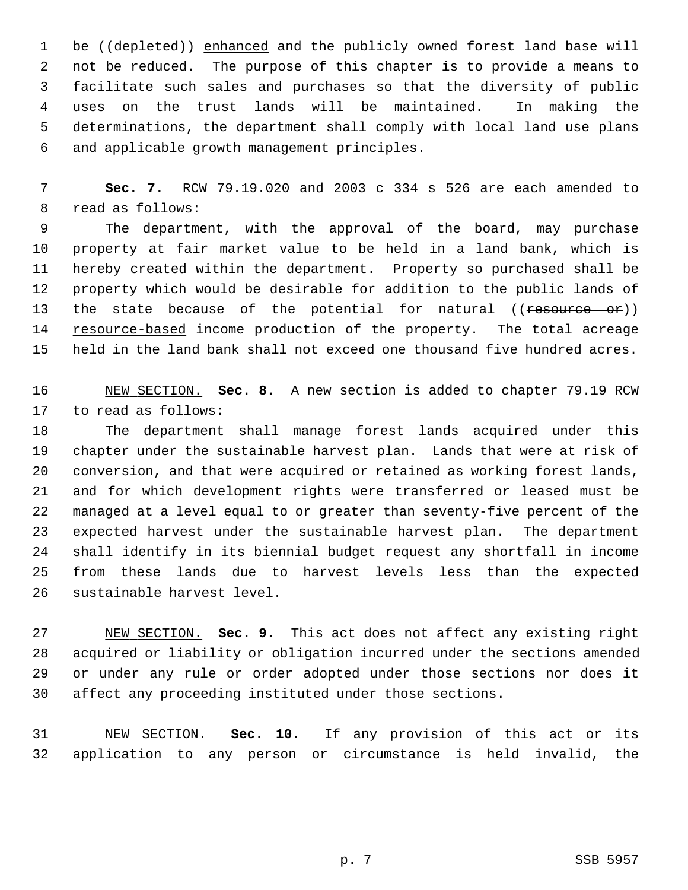be ((~~depleted~~)) enhanced and the publicly owned forest land base will not be reduced. The purpose of this chapter is to provide a means to facilitate such sales and purchases so that the diversity of public uses on the trust lands will be maintained. In making the determinations, the department shall comply with local land use plans and applicable growth management principles.

**Sec. 7.** RCW 79.19.020 and 2003 c 334 s 526 are each amended to read as follows:

The department, with the approval of the board, may purchase property at fair market value to be held in a land bank, which is hereby created within the department. Property so purchased shall be property which would be desirable for addition to the public lands of the state because of the potential for natural ((~~resource or~~)) resource-based income production of the property. The total acreage held in the land bank shall not exceed one thousand five hundred acres.

NEW SECTION. **Sec. 8.** A new section is added to chapter 79.19 RCW to read as follows:

The department shall manage forest lands acquired under this chapter under the sustainable harvest plan. Lands that were at risk of conversion, and that were acquired or retained as working forest lands, and for which development rights were transferred or leased must be managed at a level equal to or greater than seventy-five percent of the expected harvest under the sustainable harvest plan. The department shall identify in its biennial budget request any shortfall in income from these lands due to harvest levels less than the expected sustainable harvest level.

NEW SECTION. **Sec. 9.** This act does not affect any existing right acquired or liability or obligation incurred under the sections amended or under any rule or order adopted under those sections nor does it affect any proceeding instituted under those sections.

NEW SECTION. **Sec. 10.** If any provision of this act or its application to any person or circumstance is held invalid, the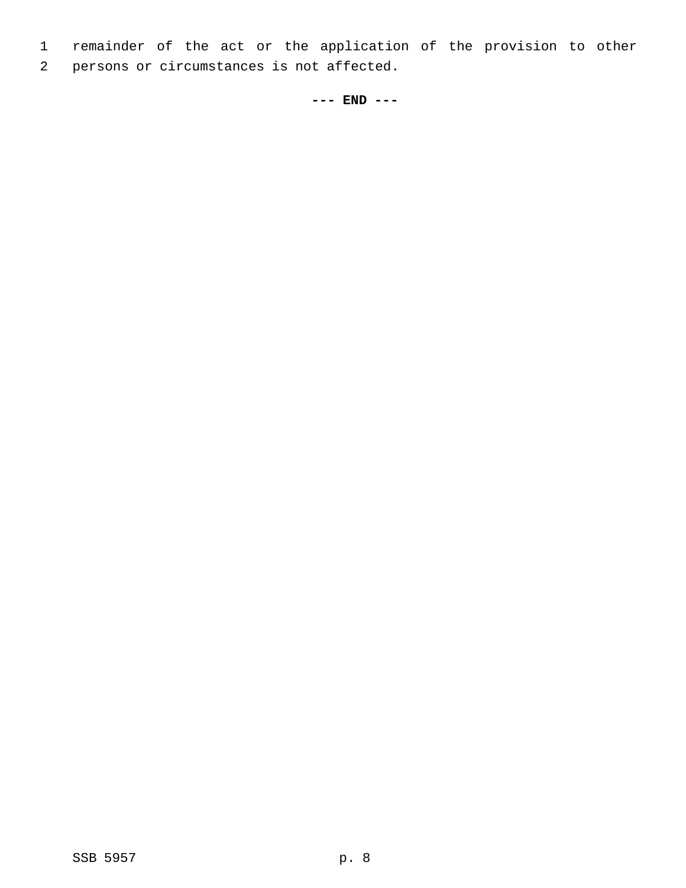remainder of the act or the application of the provision to other persons or circumstances is not affected.

**--- END ---**